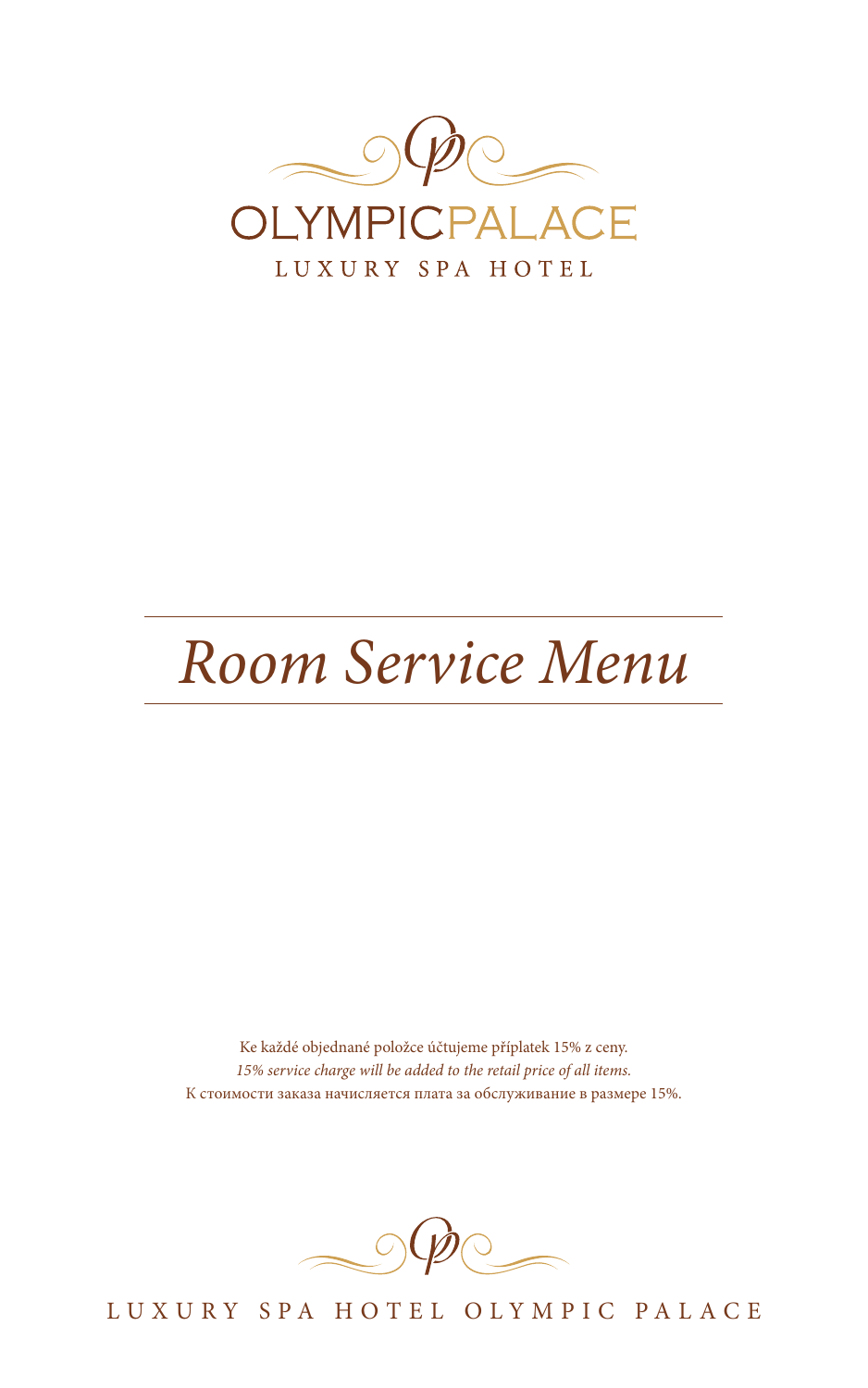OLYMPICPALACE

LUXURY SPA HOTEL

# *Room Service Menu*

Ke každé objednané položce účtujeme příplatek 15% z ceny.
*15% service charge will be added to the retail price of all items.*
К стоимости заказа начисляется плата за обслуживание в размере 15%.

LUXURY SPA HOTEL OLYMPIC PALACE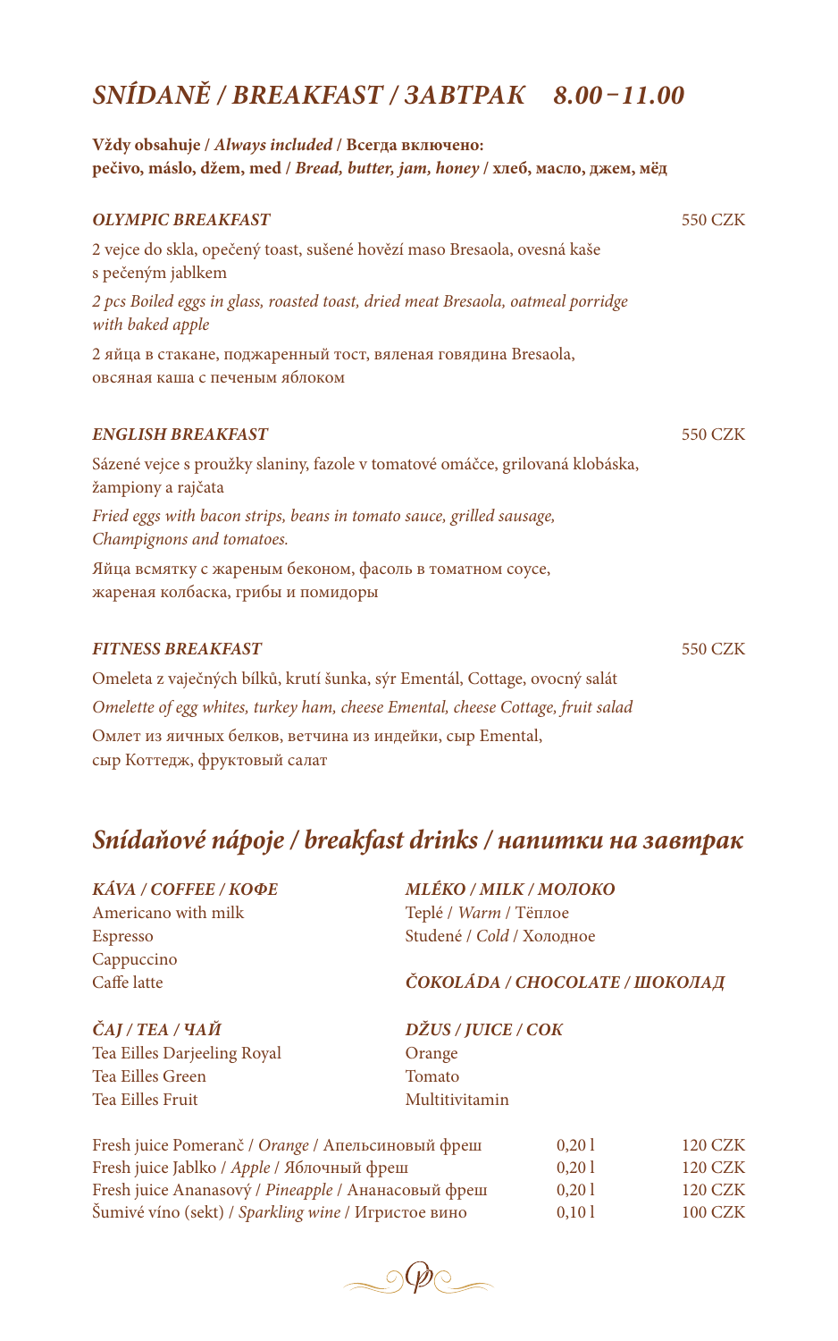# *SNÍDANĚ / BREAKFAST / ЗАВТРАК 8.00–11.00*

**Vždy obsahuje / *Always included* / Всегда включено:**
**pečivo, máslo, džem, med / *Bread, butter, jam, honey* / хлеб, масло, джем, мёд**

### *OLYMPIC BREAKFAST* — 550 CZK

2 vejce do skla, opečený toast, sušené hovězí maso Bresaola, ovesná kaše s pečeným jablkem

*2 pcs Boiled eggs in glass, roasted toast, dried meat Bresaola, oatmeal porridge with baked apple*

2 яйца в стакане, поджаренный тост, вяленая говядина Bresaola, овсяная каша с печеным яблоком

### *ENGLISH BREAKFAST* — 550 CZK

Sázené vejce s proužky slaniny, fazole v tomatové omáčce, grilovaná klobáska, žampiony a rajčata

*Fried eggs with bacon strips, beans in tomato sauce, grilled sausage, Champignons and tomatoes.*

Яйца всмятку с жареным беконом, фасоль в томатном соусе, жареная колбаска, грибы и помидоры

### *FITNESS BREAKFAST* — 550 CZK

Omeleta z vaječných bílků, krutí šunka, sýr Ementál, Cottage, ovocný salát

*Omelette of egg whites, turkey ham, cheese Emental, cheese Cottage, fruit salad*

Омлет из яичных белков, ветчина из индейки, сыр Emental, сыр Коттедж, фруктовый салат

## *Snídaňové nápoje / breakfast drinks / напитки на завтрак*

***KÁVA / COFFEE / КОФЕ***

Americano with milk
Espresso
Cappuccino
Caffe latte

***ČAJ / TEA / ЧАЙ***

Tea Eilles Darjeeling Royal
Tea Eilles Green
Tea Eilles Fruit

***MLÉKO / MILK / МОЛОКО***

Teplé / *Warm* / Тёплое
Studené / *Cold* / Холодное

***ČOKOLÁDA / CHOCOLATE / ШОКОЛАД***

***DŽUS / JUICE / СОК***

Orange
Tomato
Multitivitamin

| | | |
|---|---|---|
| Fresh juice Pomeranč / *Orange* / Апельсиновый фреш | 0,20 l | 120 CZK |
| Fresh juice Jablko / *Apple* / Яблочный фреш | 0,20 l | 120 CZK |
| Fresh juice Ananasový / *Pineapple* / Ананасовый фреш | 0,20 l | 120 CZK |
| Šumivé víno (sekt) / *Sparkling wine* / Игристое вино | 0,10 l | 100 CZK |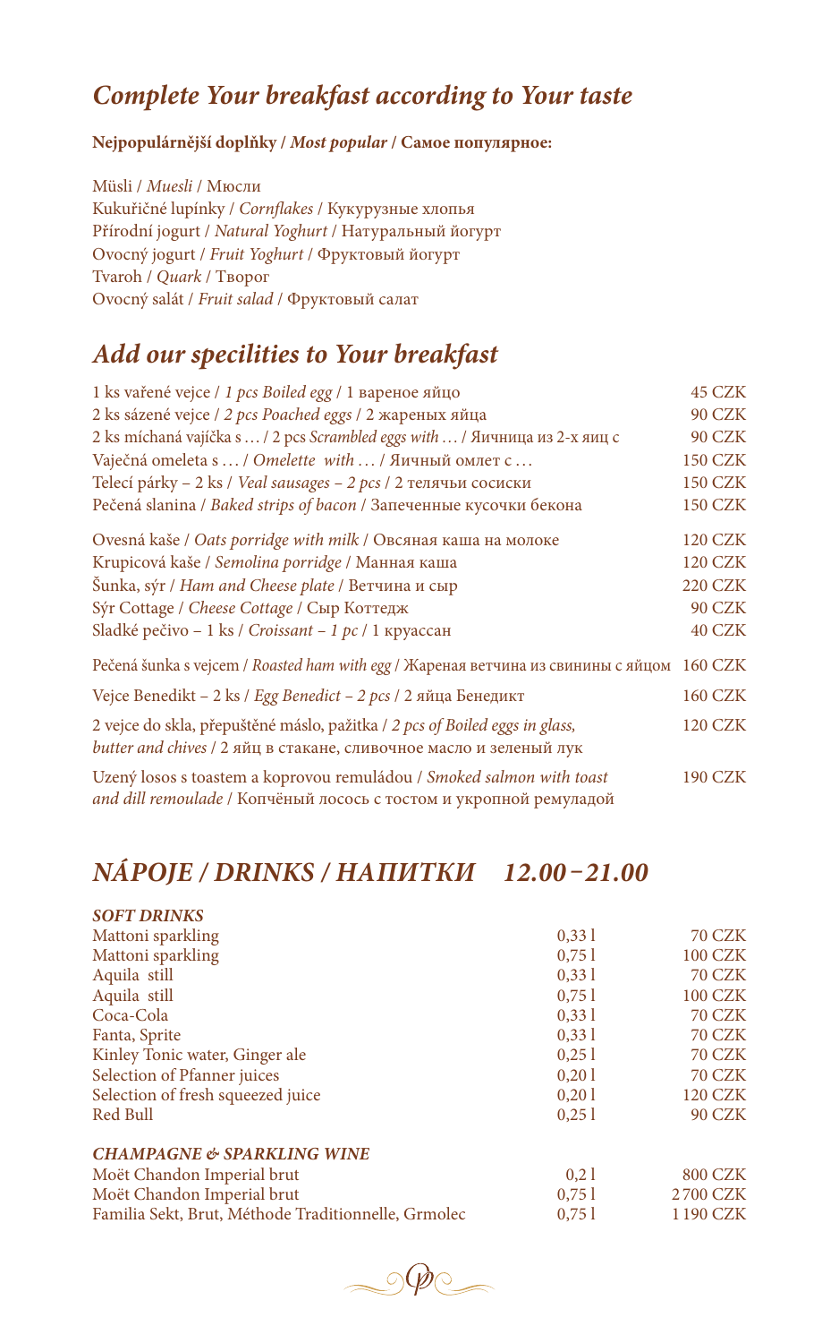## *Complete Your breakfast according to Your taste*

**Nejpopulárnější doplňky / *Most popular* / Самое популярное:**

Müsli / *Muesli* / Мюсли
Kukuřičné lupínky / *Cornflakes* / Кукурузные хлопья
Přírodní jogurt / *Natural Yoghurt* / Натуральный йогурт
Ovocný jogurt / *Fruit Yoghurt* / Фруктовый йогурт
Tvaroh / *Quark* / Творог
Ovocný salát / *Fruit salad* / Фруктовый салат

## *Add our specilities to Your breakfast*

| Item | Price |
|---|---|
| 1 ks vařené vejce / *1 pcs Boiled egg* / 1 вареное яйцо | 45 CZK |
| 2 ks sázené vejce / *2 pcs Poached eggs* / 2 жареных яйца | 90 CZK |
| 2 ks míchaná vajíčka s … / 2 pcs *Scrambled eggs with …* / Яичница из 2-х яиц с | 90 CZK |
| Vaječná omeleta s … / *Omelette with …* / Яичный омлет с … | 150 CZK |
| Telecí párky – 2 ks / *Veal sausages – 2 pcs* / 2 телячьи сосиски | 150 CZK |
| Pečená slanina / *Baked strips of bacon* / Запеченные кусочки бекона | 150 CZK |
| Ovesná kaše / *Oats porridge with milk* / Овсяная каша на молоке | 120 CZK |
| Krupicová kaše / *Semolina porridge* / Манная каша | 120 CZK |
| Šunka, sýr / *Ham and Cheese plate* / Ветчина и сыр | 220 CZK |
| Sýr Cottage / *Cheese Cottage* / Сыр Коттедж | 90 CZK |
| Sladké pečivo – 1 ks / *Croissant – 1 pc* / 1 круассан | 40 CZK |
| Pečená šunka s vejcem / *Roasted ham with egg* / Жареная ветчина из свинины с яйцом | 160 CZK |
| Vejce Benedikt – 2 ks / *Egg Benedict – 2 pcs* / 2 яйца Бенедикт | 160 CZK |
| 2 vejce do skla, přepuštěné máslo, pažitka / *2 pcs of Boiled eggs in glass, butter and chives* / 2 яйц в стакане, сливочное масло и зеленый лук | 120 CZK |
| Uzený losos s toastem a koprovou remuládou / *Smoked salmon with toast and dill remoulade* / Копчёный лосось с тостом и укропной ремуладой | 190 CZK |

## *NÁPOJE / DRINKS / НАПИТКИ 12.00 – 21.00*

| *SOFT DRINKS* | | |
|---|---|---|
| Mattoni sparkling | 0,33 l | 70 CZK |
| Mattoni sparkling | 0,75 l | 100 CZK |
| Aquila still | 0,33 l | 70 CZK |
| Aquila still | 0,75 l | 100 CZK |
| Coca-Cola | 0,33 l | 70 CZK |
| Fanta, Sprite | 0,33 l | 70 CZK |
| Kinley Tonic water, Ginger ale | 0,25 l | 70 CZK |
| Selection of Pfanner juices | 0,20 l | 70 CZK |
| Selection of fresh squeezed juice | 0,20 l | 120 CZK |
| Red Bull | 0,25 l | 90 CZK |

| *CHAMPAGNE & SPARKLING WINE* | | |
|---|---|---|
| Moët Chandon Imperial brut | 0,2 l | 800 CZK |
| Moët Chandon Imperial brut | 0,75 l | 2 700 CZK |
| Familia Sekt, Brut, Méthode Traditionnelle, Grmolec | 0,75 l | 1 190 CZK |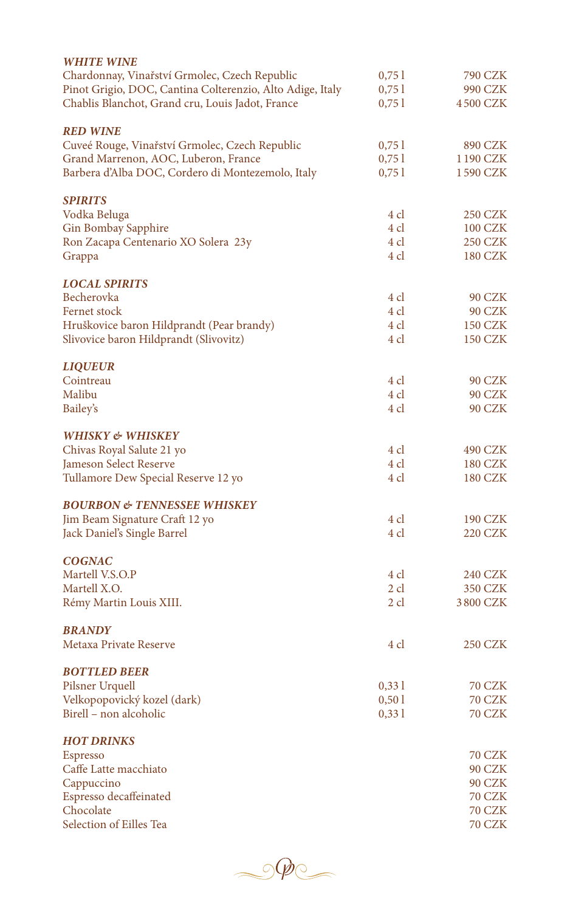### *WHITE WINE*

| | | |
|---|---|---|
| Chardonnay, Vinařství Grmolec, Czech Republic | 0,75 l | 790 CZK |
| Pinot Grigio, DOC, Cantina Colterenzio, Alto Adige, Italy | 0,75 l | 990 CZK |
| Chablis Blanchot, Grand cru, Louis Jadot, France | 0,75 l | 4 500 CZK |

### *RED WINE*

| | | |
|---|---|---|
| Cuveé Rouge, Vinařství Grmolec, Czech Republic | 0,75 l | 890 CZK |
| Grand Marrenon, AOC, Luberon, France | 0,75 l | 1 190 CZK |
| Barbera d'Alba DOC, Cordero di Montezemolo, Italy | 0,75 l | 1 590 CZK |

### *SPIRITS*

| | | |
|---|---|---|
| Vodka Beluga | 4 cl | 250 CZK |
| Gin Bombay Sapphire | 4 cl | 100 CZK |
| Ron Zacapa Centenario XO Solera 23y | 4 cl | 250 CZK |
| Grappa | 4 cl | 180 CZK |

### *LOCAL SPIRITS*

| | | |
|---|---|---|
| Becherovka | 4 cl | 90 CZK |
| Fernet stock | 4 cl | 90 CZK |
| Hruškovice baron Hildprandt (Pear brandy) | 4 cl | 150 CZK |
| Slivovice baron Hildprandt (Slivovitz) | 4 cl | 150 CZK |

### *LIQUEUR*

| | | |
|---|---|---|
| Cointreau | 4 cl | 90 CZK |
| Malibu | 4 cl | 90 CZK |
| Bailey's | 4 cl | 90 CZK |

### *WHISKY & WHISKEY*

| | | |
|---|---|---|
| Chivas Royal Salute 21 yo | 4 cl | 490 CZK |
| Jameson Select Reserve | 4 cl | 180 CZK |
| Tullamore Dew Special Reserve 12 yo | 4 cl | 180 CZK |

### *BOURBON & TENNESSEE WHISKEY*

| | | |
|---|---|---|
| Jim Beam Signature Craft 12 yo | 4 cl | 190 CZK |
| Jack Daniel's Single Barrel | 4 cl | 220 CZK |

### *COGNAC*

| | | |
|---|---|---|
| Martell V.S.O.P | 4 cl | 240 CZK |
| Martell X.O. | 2 cl | 350 CZK |
| Rémy Martin Louis XIII. | 2 cl | 3 800 CZK |

### *BRANDY*

| | | |
|---|---|---|
| Metaxa Private Reserve | 4 cl | 250 CZK |

### *BOTTLED BEER*

| | | |
|---|---|---|
| Pilsner Urquell | 0,33 l | 70 CZK |
| Velkopopovický kozel (dark) | 0,50 l | 70 CZK |
| Birell – non alcoholic | 0,33 l | 70 CZK |

### *HOT DRINKS*

| | |
|---|---|
| Espresso | 70 CZK |
| Caffe Latte macchiato | 90 CZK |
| Cappuccino | 90 CZK |
| Espresso decaffeinated | 70 CZK |
| Chocolate | 70 CZK |
| Selection of Eilles Tea | 70 CZK |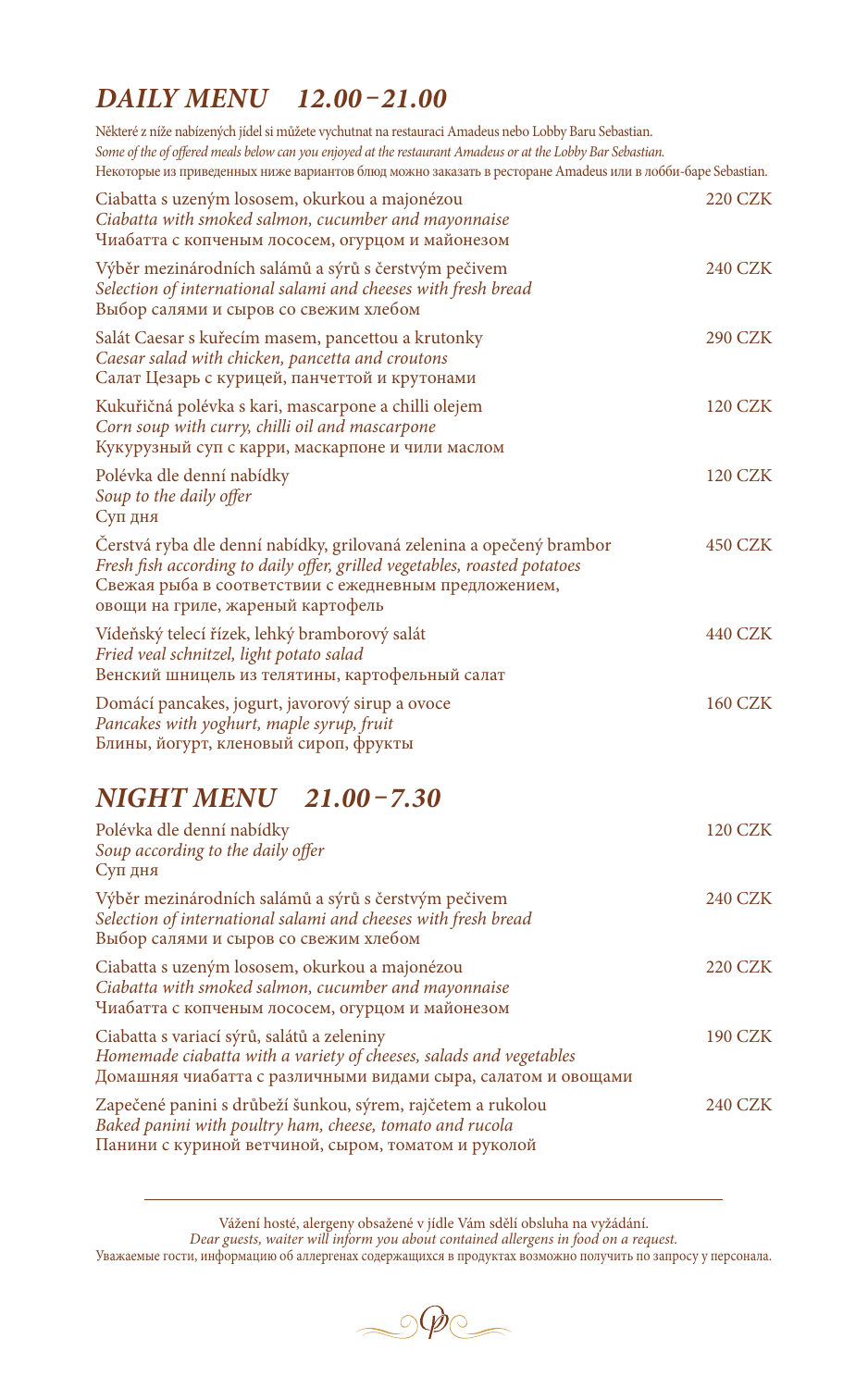# *DAILY MENU 12.00–21.00*

Některé z níže nabízených jídel si můžete vychutnat na restauraci Amadeus nebo Lobby Baru Sebastian.
*Some of the of offered meals below can you enjoyed at the restaurant Amadeus or at the Lobby Bar Sebastian.*
Некоторые из приведенных ниже вариантов блюд можно заказать в ресторане Amadeus или в лобби-баре Sebastian.

Ciabatta s uzeným lososem, okurkou a majonézou — 220 CZK
*Ciabatta with smoked salmon, cucumber and mayonnaise*
Чиабатта с копченым лососем, огурцом и майонезом

Výběr mezinárodních salámů a sýrů s čerstvým pečivem — 240 CZK
*Selection of international salami and cheeses with fresh bread*
Выбор салями и сыров со свежим хлебом

Salát Caesar s kuřecím masem, pancettou a krutonky — 290 CZK
*Caesar salad with chicken, pancetta and croutons*
Салат Цезарь с курицей, панчеттой и крутонами

Kukuřičná polévka s kari, mascarpone a chilli olejem — 120 CZK
*Corn soup with curry, chilli oil and mascarpone*
Кукурузный суп с карри, маскарпоне и чили маслом

Polévka dle denní nabídky — 120 CZK
*Soup to the daily offer*
Суп дня

Čerstvá ryba dle denní nabídky, grilovaná zelenina a opečený brambor — 450 CZK
*Fresh fish according to daily offer, grilled vegetables, roasted potatoes*
Свежая рыба в соответствии с ежедневным предложением, овощи на гриле, жареный картофель

Vídeňský telecí řízek, lehký bramborový salát — 440 CZK
*Fried veal schnitzel, light potato salad*
Венский шницель из телятины, картофельный салат

Domácí pancakes, jogurt, javorový sirup a ovoce — 160 CZK
*Pancakes with yoghurt, maple syrup, fruit*
Блины, йогурт, кленовый сироп, фрукты

# *NIGHT MENU 21.00–7.30*

Polévka dle denní nabídky — 120 CZK
*Soup according to the daily offer*
Суп дня

Výběr mezinárodních salámů a sýrů s čerstvým pečivem — 240 CZK
*Selection of international salami and cheeses with fresh bread*
Выбор салями и сыров со свежим хлебом

Ciabatta s uzeným lososem, okurkou a majonézou — 220 CZK
*Ciabatta with smoked salmon, cucumber and mayonnaise*
Чиабатта с копченым лососем, огурцом и майонезом

Ciabatta s variací sýrů, salátů a zeleniny — 190 CZK
*Homemade ciabatta with a variety of cheeses, salads and vegetables*
Домашняя чиабатта с различными видами сыра, салатом и овощами

Zapečené panini s drůbeží šunkou, sýrem, rajčetem a rukolou — 240 CZK
*Baked panini with poultry ham, cheese, tomato and rucola*
Панини с куриной ветчиной, сыром, томатом и руколой

---

Vážení hosté, alergeny obsažené v jídle Vám sdělí obsluha na vyžádání.
*Dear guests, waiter will inform you about contained allergens in food on a request.*
Уважаемые гости, информацию об аллергенах содержащихся в продуктах возможно получить по запросу у персонала.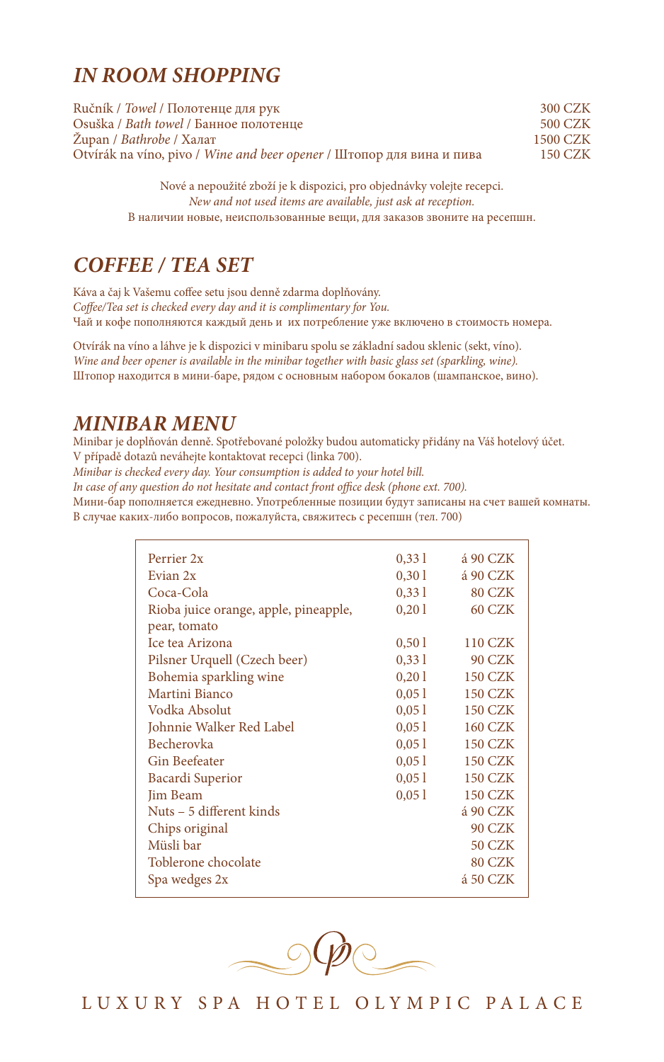## *IN ROOM SHOPPING*

| | |
|---|---|
| Ručník / *Towel* / Полотенце для рук | 300 CZK |
| Osuška / *Bath towel* / Банное полотенце | 500 CZK |
| Župan / *Bathrobe* / Халат | 1500 CZK |
| Otvírák na víno, pivo / *Wine and beer opener* / Штопор для вина и пива | 150 CZK |

Nové a nepoužité zboží je k dispozici, pro objednávky volejte recepci.
*New and not used items are available, just ask at reception.*
В наличии новые, неиспользованные вещи, для заказов звоните на ресепшн.

## *COFFEE / TEA SET*

Káva a čaj k Vašemu coffee setu jsou denně zdarma doplňovány.
*Coffee/Tea set is checked every day and it is complimentary for You.*
Чай и кофе пополняются каждый день и их потребление уже включено в стоимость номера.

Otvírák na víno a láhve je k dispozici v minibaru spolu se základní sadou sklenic (sekt, víno).
*Wine and beer opener is available in the minibar together with basic glass set (sparkling, wine).*
Штопор находится в мини-баре, рядом с основным набором бокалов (шампанское, вино).

## *MINIBAR MENU*

Minibar je doplňován denně. Spotřebované položky budou automaticky přidány na Váš hotelový účet.
V případě dotazů neváhejte kontaktovat recepci (linka 700).
*Minibar is checked every day. Your consumption is added to your hotel bill.*
*In case of any question do not hesitate and contact front office desk (phone ext. 700).*
Мини-бар пополняется ежедневно. Употребленные позиции будут записаны на счет вашей комнаты.
В случае каких-либо вопросов, пожалуйста, свяжитесь с ресепшн (тел. 700)

| | | |
|---|---|---|
| Perrier 2x | 0,33 l | á 90 CZK |
| Evian 2x | 0,30 l | á 90 CZK |
| Coca-Cola | 0,33 l | 80 CZK |
| Rioba juice orange, apple, pineapple, pear, tomato | 0,20 l | 60 CZK |
| Ice tea Arizona | 0,50 l | 110 CZK |
| Pilsner Urquell (Czech beer) | 0,33 l | 90 CZK |
| Bohemia sparkling wine | 0,20 l | 150 CZK |
| Martini Bianco | 0,05 l | 150 CZK |
| Vodka Absolut | 0,05 l | 150 CZK |
| Johnnie Walker Red Label | 0,05 l | 160 CZK |
| Becherovka | 0,05 l | 150 CZK |
| Gin Beefeater | 0,05 l | 150 CZK |
| Bacardi Superior | 0,05 l | 150 CZK |
| Jim Beam | 0,05 l | 150 CZK |
| Nuts – 5 different kinds | | á 90 CZK |
| Chips original | | 90 CZK |
| Müsli bar | | 50 CZK |
| Toblerone chocolate | | 80 CZK |
| Spa wedges 2x | | á 50 CZK |

LUXURY SPA HOTEL OLYMPIC PALACE